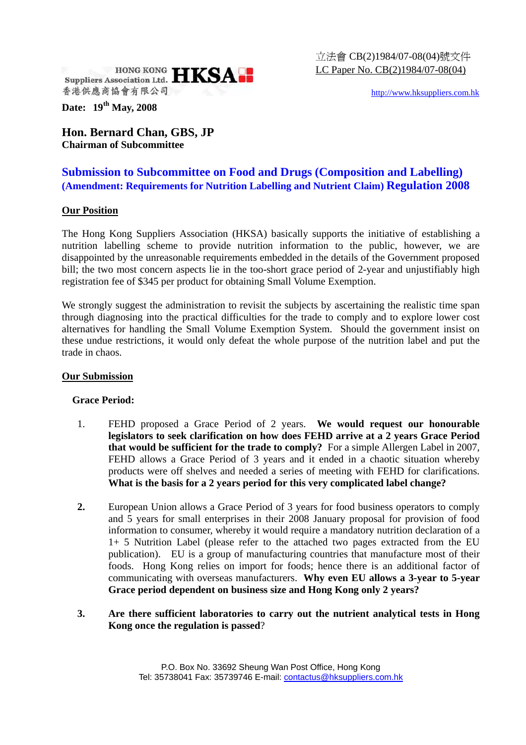立法會 CB(2)1984/07-08(04)號文件
LC Paper No. CB(2)1984/07-08(04)

HONG KONG Suppliers Association Ltd. **HKSA**
香港供應商協會有限公司

http://www.hksuppliers.com.hk

**Date: 19th May, 2008**

**Hon. Bernard Chan, GBS, JP**
**Chairman of Subcommittee**

## Submission to Subcommittee on Food and Drugs (Composition and Labelling) (Amendment: Requirements for Nutrition Labelling and Nutrient Claim) Regulation 2008

### Our Position

The Hong Kong Suppliers Association (HKSA) basically supports the initiative of establishing a nutrition labelling scheme to provide nutrition information to the public, however, we are disappointed by the unreasonable requirements embedded in the details of the Government proposed bill; the two most concern aspects lie in the too-short grace period of 2-year and unjustifiably high registration fee of $345 per product for obtaining Small Volume Exemption.

We strongly suggest the administration to revisit the subjects by ascertaining the realistic time span through diagnosing into the practical difficulties for the trade to comply and to explore lower cost alternatives for handling the Small Volume Exemption System. Should the government insist on these undue restrictions, it would only defeat the whole purpose of the nutrition label and put the trade in chaos.

### Our Submission

**Grace Period:**

1. FEHD proposed a Grace Period of 2 years. **We would request our honourable legislators to seek clarification on how does FEHD arrive at a 2 years Grace Period that would be sufficient for the trade to comply?** For a simple Allergen Label in 2007, FEHD allows a Grace Period of 3 years and it ended in a chaotic situation whereby products were off shelves and needed a series of meeting with FEHD for clarifications. **What is the basis for a 2 years period for this very complicated label change?**

2. European Union allows a Grace Period of 3 years for food business operators to comply and 5 years for small enterprises in their 2008 January proposal for provision of food information to consumer, whereby it would require a mandatory nutrition declaration of a 1+ 5 Nutrition Label (please refer to the attached two pages extracted from the EU publication). EU is a group of manufacturing countries that manufacture most of their foods. Hong Kong relies on import for foods; hence there is an additional factor of communicating with overseas manufacturers. **Why even EU allows a 3-year to 5-year Grace period dependent on business size and Hong Kong only 2 years?**

3. **Are there sufficient laboratories to carry out the nutrient analytical tests in Hong Kong once the regulation is passed**?

P.O. Box No. 33692 Sheung Wan Post Office, Hong Kong
Tel: 35738041 Fax: 35739746 E-mail: contactus@hksuppliers.com.hk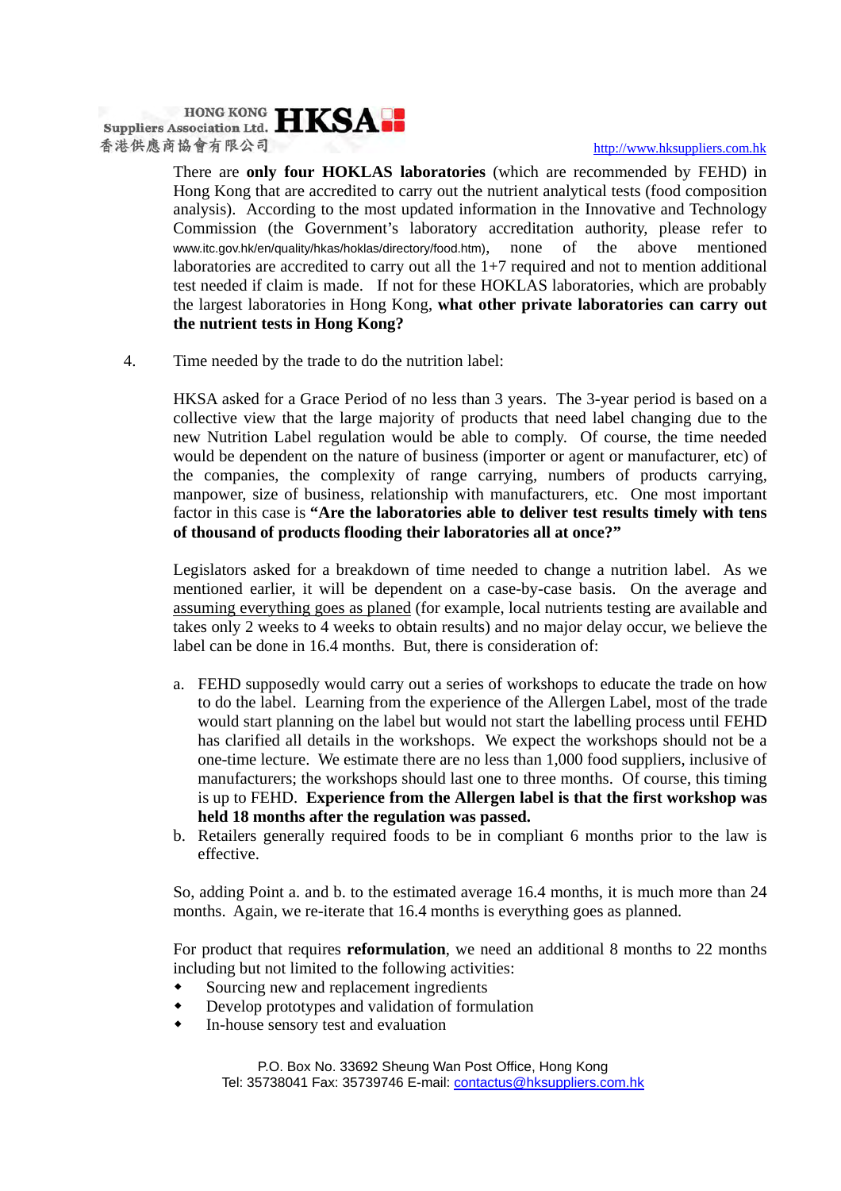There are **only four HOKLAS laboratories** (which are recommended by FEHD) in Hong Kong that are accredited to carry out the nutrient analytical tests (food composition analysis). According to the most updated information in the Innovative and Technology Commission (the Government's laboratory accreditation authority, please refer to www.itc.gov.hk/en/quality/hkas/hoklas/directory/food.htm), none of the above mentioned laboratories are accredited to carry out all the 1+7 required and not to mention additional test needed if claim is made. If not for these HOKLAS laboratories, which are probably the largest laboratories in Hong Kong, **what other private laboratories can carry out the nutrient tests in Hong Kong?**

4. Time needed by the trade to do the nutrition label:

HKSA asked for a Grace Period of no less than 3 years. The 3-year period is based on a collective view that the large majority of products that need label changing due to the new Nutrition Label regulation would be able to comply. Of course, the time needed would be dependent on the nature of business (importer or agent or manufacturer, etc) of the companies, the complexity of range carrying, numbers of products carrying, manpower, size of business, relationship with manufacturers, etc. One most important factor in this case is **"Are the laboratories able to deliver test results timely with tens of thousand of products flooding their laboratories all at once?"**

Legislators asked for a breakdown of time needed to change a nutrition label. As we mentioned earlier, it will be dependent on a case-by-case basis. On the average and assuming everything goes as planed (for example, local nutrients testing are available and takes only 2 weeks to 4 weeks to obtain results) and no major delay occur, we believe the label can be done in 16.4 months. But, there is consideration of:

a. FEHD supposedly would carry out a series of workshops to educate the trade on how to do the label. Learning from the experience of the Allergen Label, most of the trade would start planning on the label but would not start the labelling process until FEHD has clarified all details in the workshops. We expect the workshops should not be a one-time lecture. We estimate there are no less than 1,000 food suppliers, inclusive of manufacturers; the workshops should last one to three months. Of course, this timing is up to FEHD. **Experience from the Allergen label is that the first workshop was held 18 months after the regulation was passed.**
b. Retailers generally required foods to be in compliant 6 months prior to the law is effective.

So, adding Point a. and b. to the estimated average 16.4 months, it is much more than 24 months. Again, we re-iterate that 16.4 months is everything goes as planned.

For product that requires **reformulation**, we need an additional 8 months to 22 months including but not limited to the following activities:

- Sourcing new and replacement ingredients
- Develop prototypes and validation of formulation
- In-house sensory test and evaluation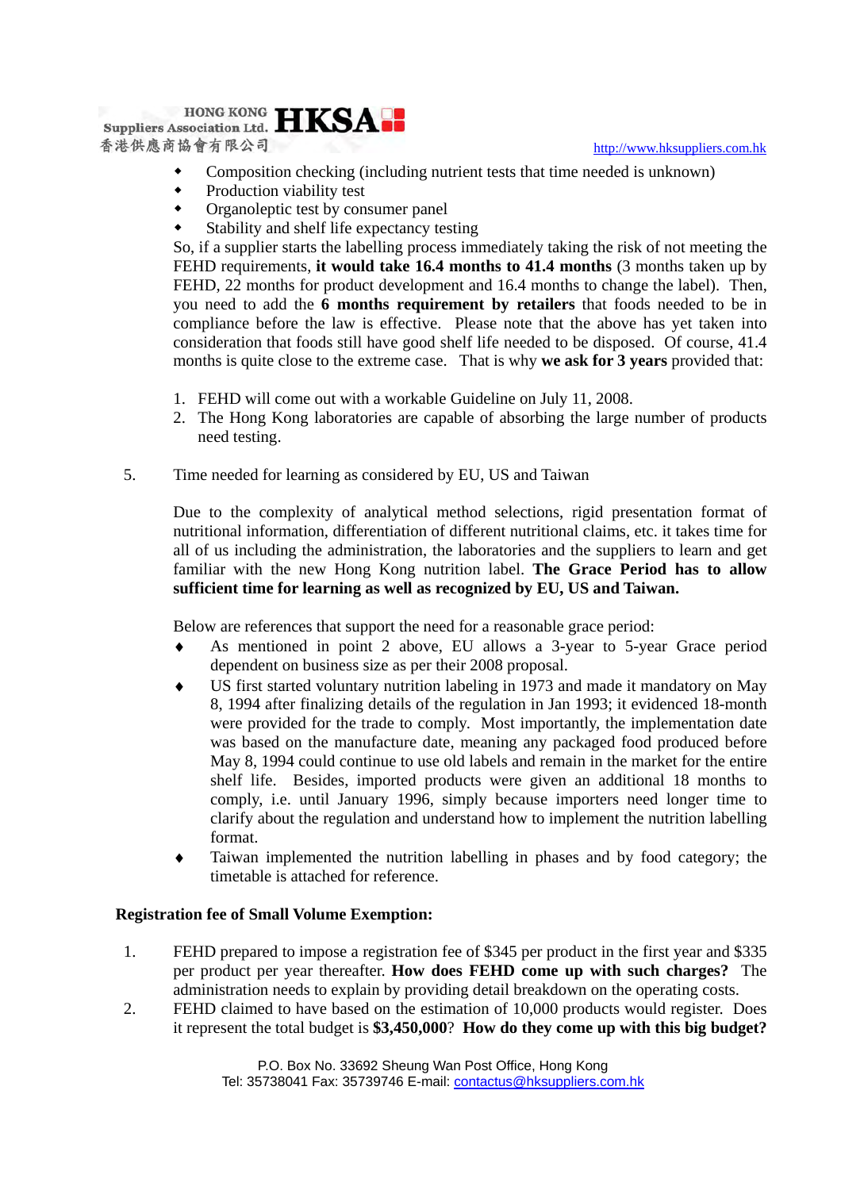- Composition checking (including nutrient tests that time needed is unknown)
- Production viability test
- Organoleptic test by consumer panel
- Stability and shelf life expectancy testing

So, if a supplier starts the labelling process immediately taking the risk of not meeting the FEHD requirements, **it would take 16.4 months to 41.4 months** (3 months taken up by FEHD, 22 months for product development and 16.4 months to change the label). Then, you need to add the **6 months requirement by retailers** that foods needed to be in compliance before the law is effective. Please note that the above has yet taken into consideration that foods still have good shelf life needed to be disposed. Of course, 41.4 months is quite close to the extreme case. That is why **we ask for 3 years** provided that:

1. FEHD will come out with a workable Guideline on July 11, 2008.
2. The Hong Kong laboratories are capable of absorbing the large number of products need testing.

5. Time needed for learning as considered by EU, US and Taiwan

Due to the complexity of analytical method selections, rigid presentation format of nutritional information, differentiation of different nutritional claims, etc. it takes time for all of us including the administration, the laboratories and the suppliers to learn and get familiar with the new Hong Kong nutrition label. **The Grace Period has to allow sufficient time for learning as well as recognized by EU, US and Taiwan.**

Below are references that support the need for a reasonable grace period:

- As mentioned in point 2 above, EU allows a 3-year to 5-year Grace period dependent on business size as per their 2008 proposal.
- US first started voluntary nutrition labeling in 1973 and made it mandatory on May 8, 1994 after finalizing details of the regulation in Jan 1993; it evidenced 18-month were provided for the trade to comply. Most importantly, the implementation date was based on the manufacture date, meaning any packaged food produced before May 8, 1994 could continue to use old labels and remain in the market for the entire shelf life. Besides, imported products were given an additional 18 months to comply, i.e. until January 1996, simply because importers need longer time to clarify about the regulation and understand how to implement the nutrition labelling format.
- Taiwan implemented the nutrition labelling in phases and by food category; the timetable is attached for reference.

**Registration fee of Small Volume Exemption:**

1. FEHD prepared to impose a registration fee of $345 per product in the first year and $335 per product per year thereafter. **How does FEHD come up with such charges?** The administration needs to explain by providing detail breakdown on the operating costs.
2. FEHD claimed to have based on the estimation of 10,000 products would register. Does it represent the total budget is **$3,450,000**? **How do they come up with this big budget?**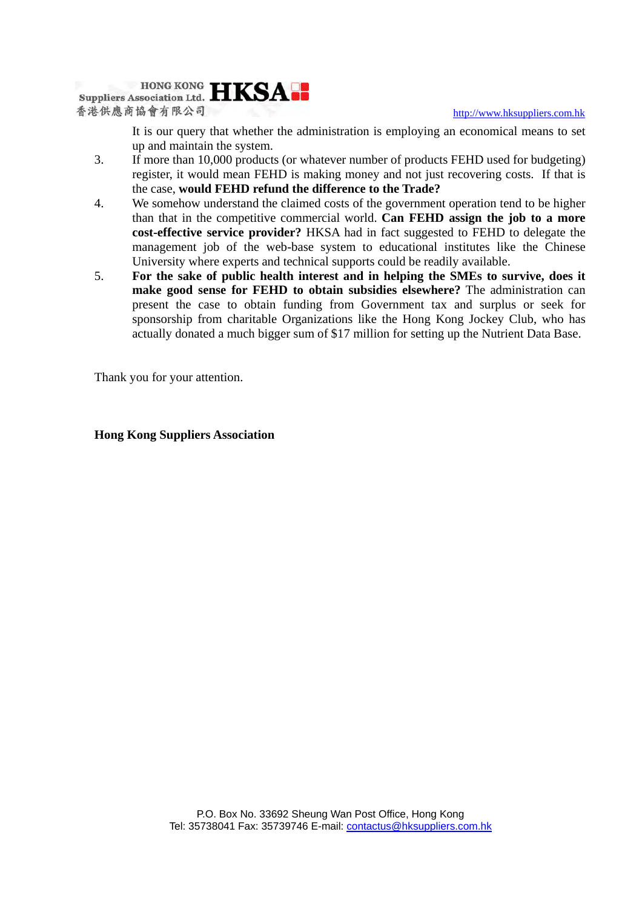It is our query that whether the administration is employing an economical means to set up and maintain the system.

3. If more than 10,000 products (or whatever number of products FEHD used for budgeting) register, it would mean FEHD is making money and not just recovering costs. If that is the case, **would FEHD refund the difference to the Trade?**

4. We somehow understand the claimed costs of the government operation tend to be higher than that in the competitive commercial world. **Can FEHD assign the job to a more cost-effective service provider?** HKSA had in fact suggested to FEHD to delegate the management job of the web-base system to educational institutes like the Chinese University where experts and technical supports could be readily available.

5. **For the sake of public health interest and in helping the SMEs to survive, does it make good sense for FEHD to obtain subsidies elsewhere?** The administration can present the case to obtain funding from Government tax and surplus or seek for sponsorship from charitable Organizations like the Hong Kong Jockey Club, who has actually donated a much bigger sum of $17 million for setting up the Nutrient Data Base.

Thank you for your attention.

**Hong Kong Suppliers Association**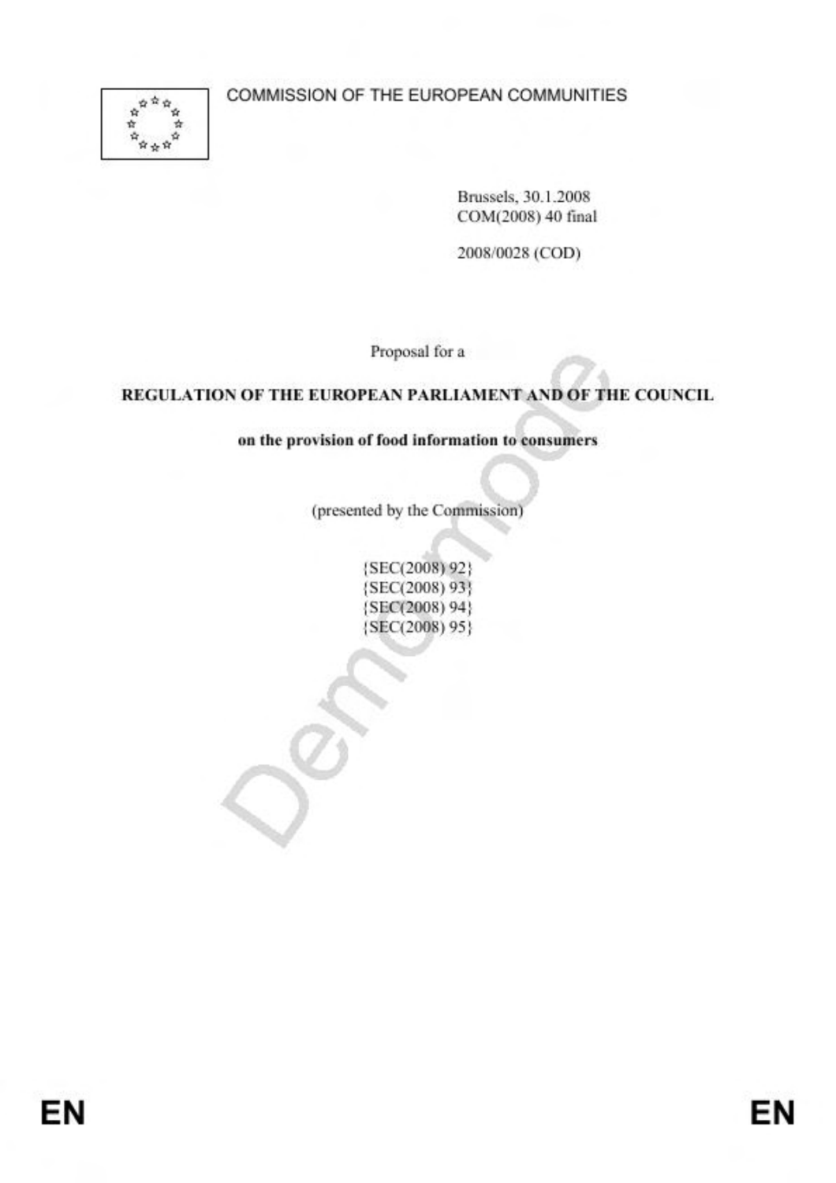COMMISSION OF THE EUROPEAN COMMUNITIES

Brussels, 30.1.2008
COM(2008) 40 final

2008/0028 (COD)

Proposal for a

**REGULATION OF THE EUROPEAN PARLIAMENT AND OF THE COUNCIL**

**on the provision of food information to consumers**

(presented by the Commission)

{SEC(2008) 92}
{SEC(2008) 93}
{SEC(2008) 94}
{SEC(2008) 95}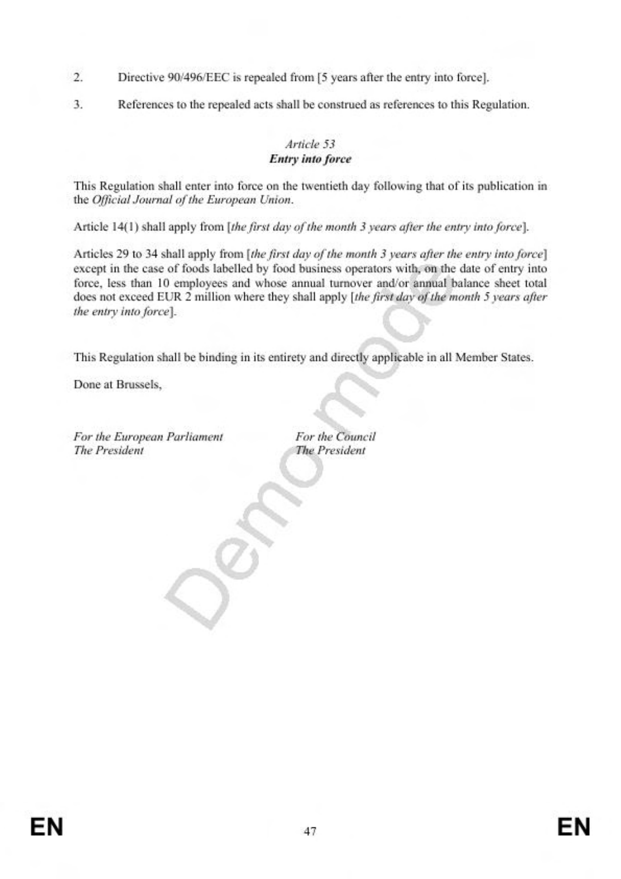2. Directive 90/496/EEC is repealed from [5 years after the entry into force].

3. References to the repealed acts shall be construed as references to this Regulation.

### *Article 53*
### ***Entry into force***

This Regulation shall enter into force on the twentieth day following that of its publication in the *Official Journal of the European Union*.

Article 14(1) shall apply from [*the first day of the month 3 years after the entry into force*].

Articles 29 to 34 shall apply from [*the first day of the month 3 years after the entry into force*] except in the case of foods labelled by food business operators with, on the date of entry into force, less than 10 employees and whose annual turnover and/or annual balance sheet total does not exceed EUR 2 million where they shall apply [*the first day of the month 5 years after the entry into force*].

This Regulation shall be binding in its entirety and directly applicable in all Member States.

Done at Brussels,

*For the European Parliament*
*The President*

*For the Council*
*The President*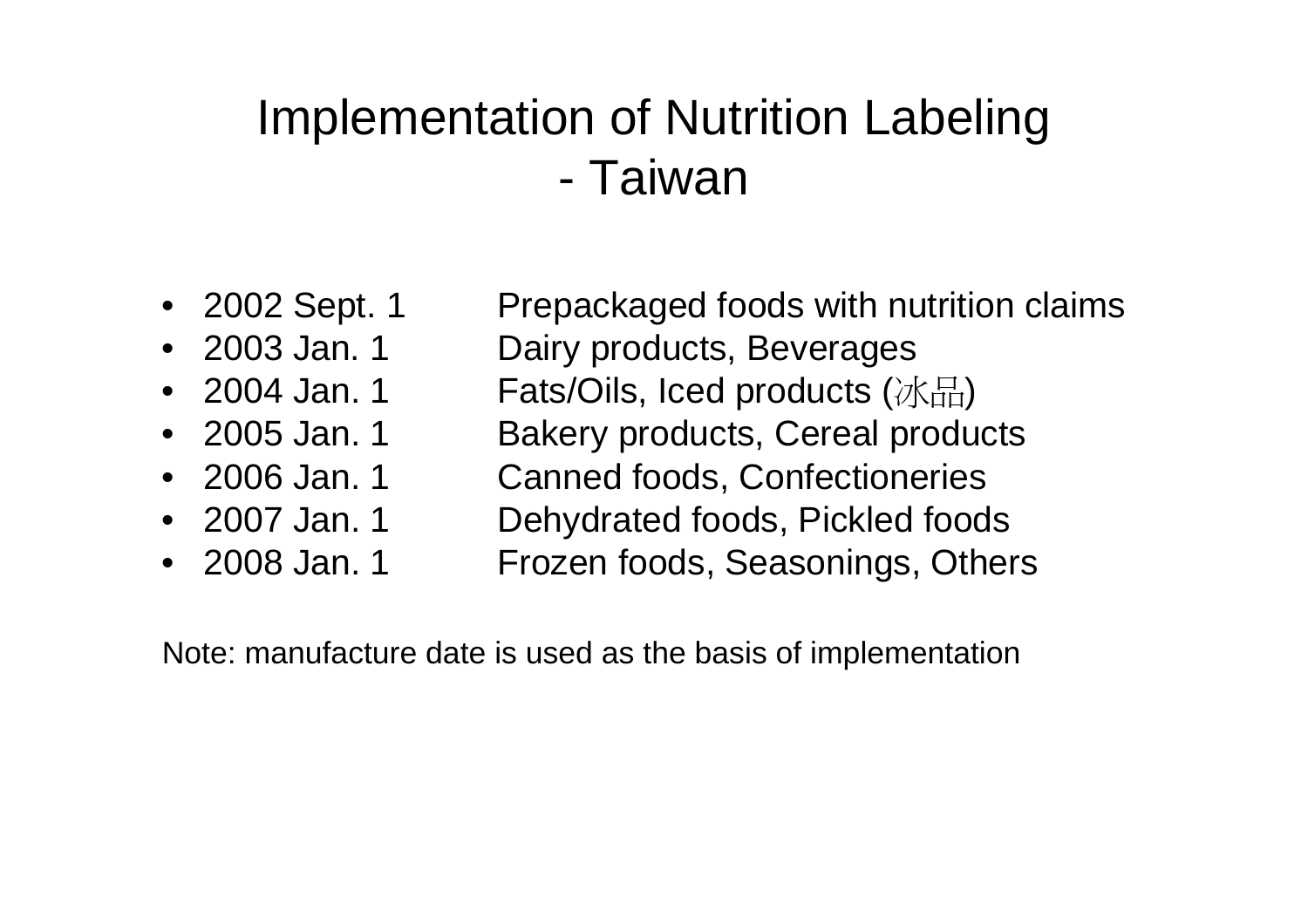# Implementation of Nutrition Labeling - Taiwan

- 2002 Sept. 1 Prepackaged foods with nutrition claims
- 2003 Jan. 1 Dairy products, Beverages
- 2004 Jan. 1 Fats/Oils, Iced products (冰品)
- 2005 Jan. 1 Bakery products, Cereal products
- 2006 Jan. 1 Canned foods, Confectioneries
- 2007 Jan. 1 Dehydrated foods, Pickled foods
- 2008 Jan. 1 Frozen foods, Seasonings, Others

Note: manufacture date is used as the basis of implementation